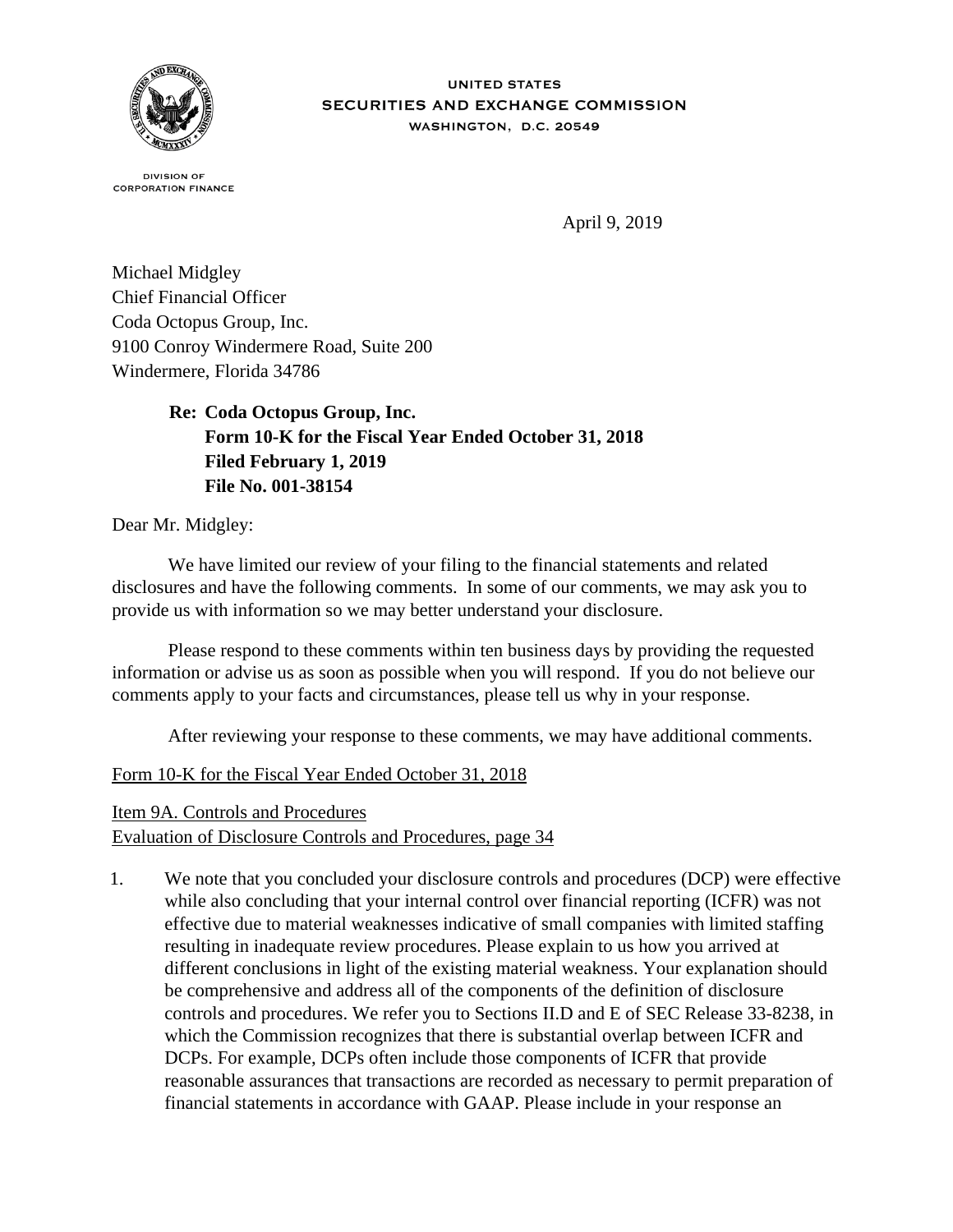UNITED STATES
SECURITIES AND EXCHANGE COMMISSION
WASHINGTON, D.C. 20549

DIVISION OF
CORPORATION FINANCE

April 9, 2019

Michael Midgley
Chief Financial Officer
Coda Octopus Group, Inc.
9100 Conroy Windermere Road, Suite 200
Windermere, Florida 34786

**Re: Coda Octopus Group, Inc.**
**Form 10-K for the Fiscal Year Ended October 31, 2018**
**Filed February 1, 2019**
**File No. 001-38154**

Dear Mr. Midgley:

We have limited our review of your filing to the financial statements and related disclosures and have the following comments. In some of our comments, we may ask you to provide us with information so we may better understand your disclosure.

Please respond to these comments within ten business days by providing the requested information or advise us as soon as possible when you will respond. If you do not believe our comments apply to your facts and circumstances, please tell us why in your response.

After reviewing your response to these comments, we may have additional comments.

Form 10-K for the Fiscal Year Ended October 31, 2018

Item 9A. Controls and Procedures
Evaluation of Disclosure Controls and Procedures, page 34

1. We note that you concluded your disclosure controls and procedures (DCP) were effective while also concluding that your internal control over financial reporting (ICFR) was not effective due to material weaknesses indicative of small companies with limited staffing resulting in inadequate review procedures. Please explain to us how you arrived at different conclusions in light of the existing material weakness. Your explanation should be comprehensive and address all of the components of the definition of disclosure controls and procedures. We refer you to Sections II.D and E of SEC Release 33-8238, in which the Commission recognizes that there is substantial overlap between ICFR and DCPs. For example, DCPs often include those components of ICFR that provide reasonable assurances that transactions are recorded as necessary to permit preparation of financial statements in accordance with GAAP. Please include in your response an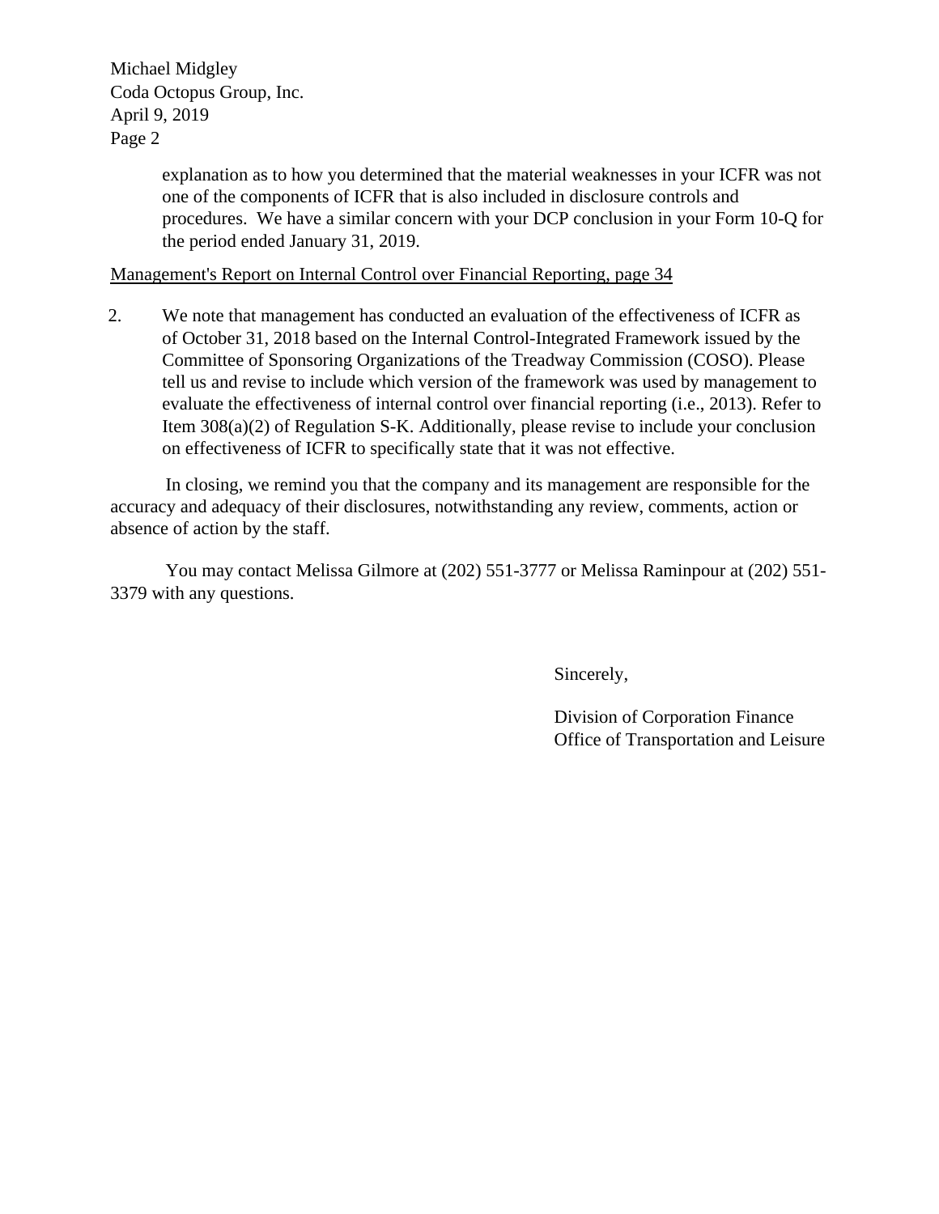explanation as to how you determined that the material weaknesses in your ICFR was not one of the components of ICFR that is also included in disclosure controls and procedures. We have a similar concern with your DCP conclusion in your Form 10-Q for the period ended January 31, 2019.

Management's Report on Internal Control over Financial Reporting, page 34

2. We note that management has conducted an evaluation of the effectiveness of ICFR as of October 31, 2018 based on the Internal Control-Integrated Framework issued by the Committee of Sponsoring Organizations of the Treadway Commission (COSO). Please tell us and revise to include which version of the framework was used by management to evaluate the effectiveness of internal control over financial reporting (i.e., 2013). Refer to Item 308(a)(2) of Regulation S-K. Additionally, please revise to include your conclusion on effectiveness of ICFR to specifically state that it was not effective.

In closing, we remind you that the company and its management are responsible for the accuracy and adequacy of their disclosures, notwithstanding any review, comments, action or absence of action by the staff.

You may contact Melissa Gilmore at (202) 551-3777 or Melissa Raminpour at (202) 551-3379 with any questions.

Sincerely,

Division of Corporation Finance
Office of Transportation and Leisure